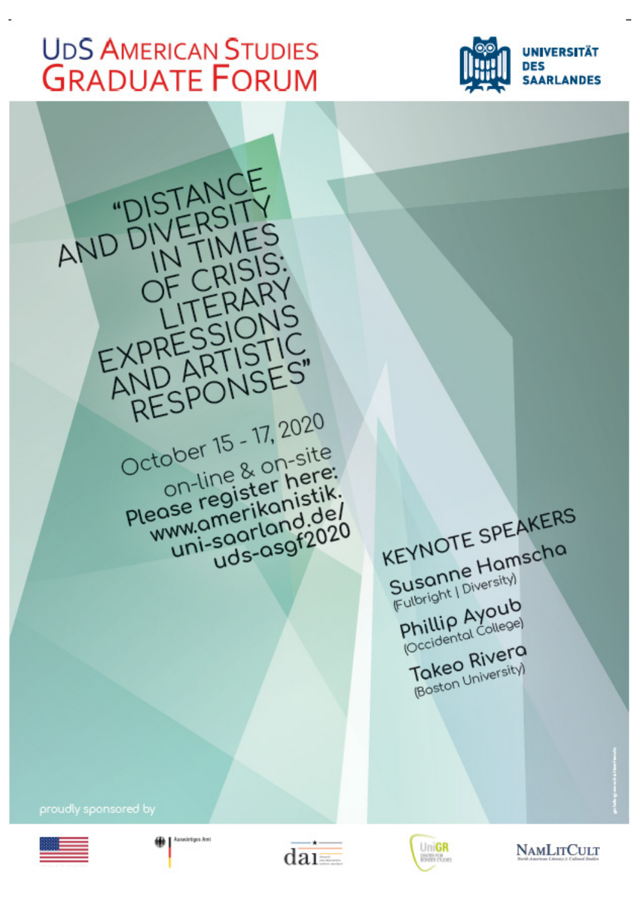# UdS American Studies Graduate Forum

Universität des Saarlandes

## "Distance and Diversity in Times of Crisis: Literary Expressions and Artistic Responses"

October 15 - 17, 2020

on-line & on-site

**Please register here: www.amerikanistik.uni-saarland.de/uds-asgf2020**

### Keynote Speakers

**Susanne Hamscha**
(Fulbright | Diversity)

**Phillip Ayoub**
(Occidental College)

**Takeo Rivera**
(Boston University)

proudly sponsored by

Auswärtiges Amt

dai

UniGR

NamLitCult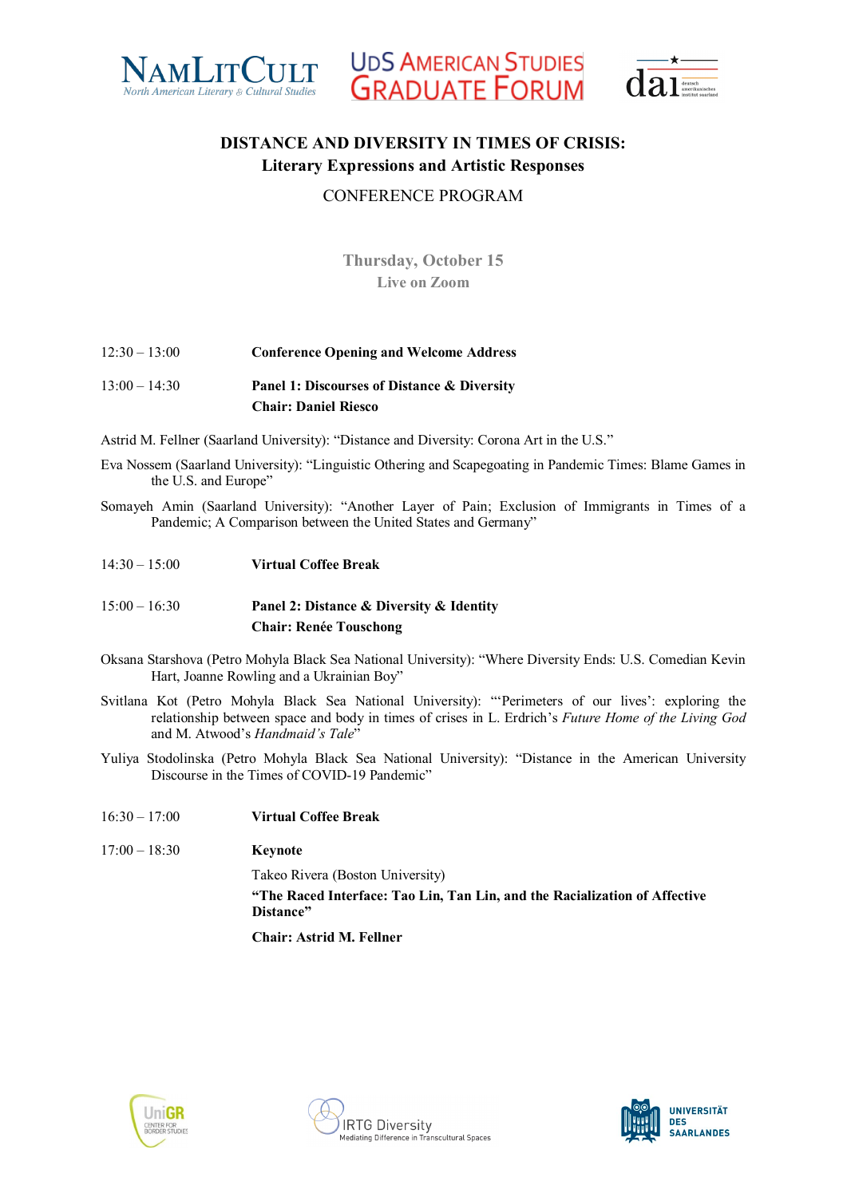# DISTANCE AND DIVERSITY IN TIMES OF CRISIS:
## Literary Expressions and Artistic Responses

CONFERENCE PROGRAM

**Thursday, October 15**
**Live on Zoom**

12:30 – 13:00 **Conference Opening and Welcome Address**

13:00 – 14:30 **Panel 1: Discourses of Distance & Diversity**
**Chair: Daniel Riesco**

Astrid M. Fellner (Saarland University): "Distance and Diversity: Corona Art in the U.S."

Eva Nossem (Saarland University): "Linguistic Othering and Scapegoating in Pandemic Times: Blame Games in the U.S. and Europe"

Somayeh Amin (Saarland University): "Another Layer of Pain; Exclusion of Immigrants in Times of a Pandemic; A Comparison between the United States and Germany"

14:30 – 15:00 **Virtual Coffee Break**

15:00 – 16:30 **Panel 2: Distance & Diversity & Identity**
**Chair: Renée Touschong**

Oksana Starshova (Petro Mohyla Black Sea National University): "Where Diversity Ends: U.S. Comedian Kevin Hart, Joanne Rowling and a Ukrainian Boy"

Svitlana Kot (Petro Mohyla Black Sea National University): "'Perimeters of our lives': exploring the relationship between space and body in times of crises in L. Erdrich's *Future Home of the Living God* and M. Atwood's *Handmaid's Tale*"

Yuliya Stodolinska (Petro Mohyla Black Sea National University): "Distance in the American University Discourse in the Times of COVID-19 Pandemic"

16:30 – 17:00 **Virtual Coffee Break**

17:00 – 18:30 **Keynote**

Takeo Rivera (Boston University)

**"The Raced Interface: Tao Lin, Tan Lin, and the Racialization of Affective Distance"**

**Chair: Astrid M. Fellner**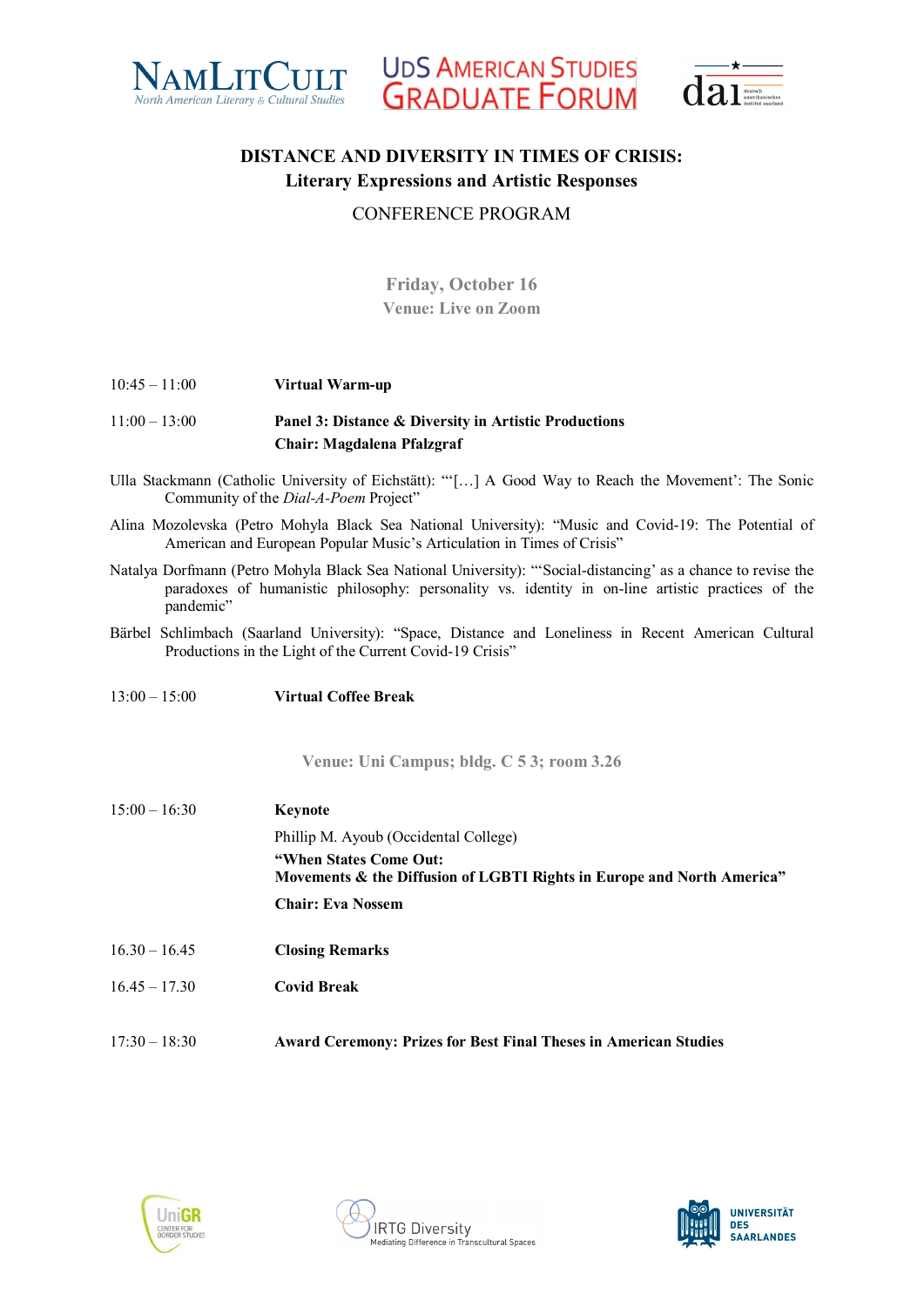# DISTANCE AND DIVERSITY IN TIMES OF CRISIS:
## Literary Expressions and Artistic Responses

CONFERENCE PROGRAM

**Friday, October 16**
**Venue: Live on Zoom**

10:45 – 11:00 **Virtual Warm-up**

11:00 – 13:00 **Panel 3: Distance & Diversity in Artistic Productions**
**Chair: Magdalena Pfalzgraf**

Ulla Stackmann (Catholic University of Eichstätt): "'[…] A Good Way to Reach the Movement': The Sonic Community of the *Dial-A-Poem* Project"

Alina Mozolevska (Petro Mohyla Black Sea National University): "Music and Covid-19: The Potential of American and European Popular Music's Articulation in Times of Crisis"

Natalya Dorfmann (Petro Mohyla Black Sea National University): "'Social-distancing' as a chance to revise the paradoxes of humanistic philosophy: personality vs. identity in on-line artistic practices of the pandemic"

Bärbel Schlimbach (Saarland University): "Space, Distance and Loneliness in Recent American Cultural Productions in the Light of the Current Covid-19 Crisis"

13:00 – 15:00 **Virtual Coffee Break**

**Venue: Uni Campus; bldg. C 5 3; room 3.26**

15:00 – 16:30 **Keynote**
Phillip M. Ayoub (Occidental College)
**"When States Come Out:**
**Movements & the Diffusion of LGBTI Rights in Europe and North America"**
**Chair: Eva Nossem**

16.30 – 16.45 **Closing Remarks**

16.45 – 17.30 **Covid Break**

17:30 – 18:30 **Award Ceremony: Prizes for Best Final Theses in American Studies**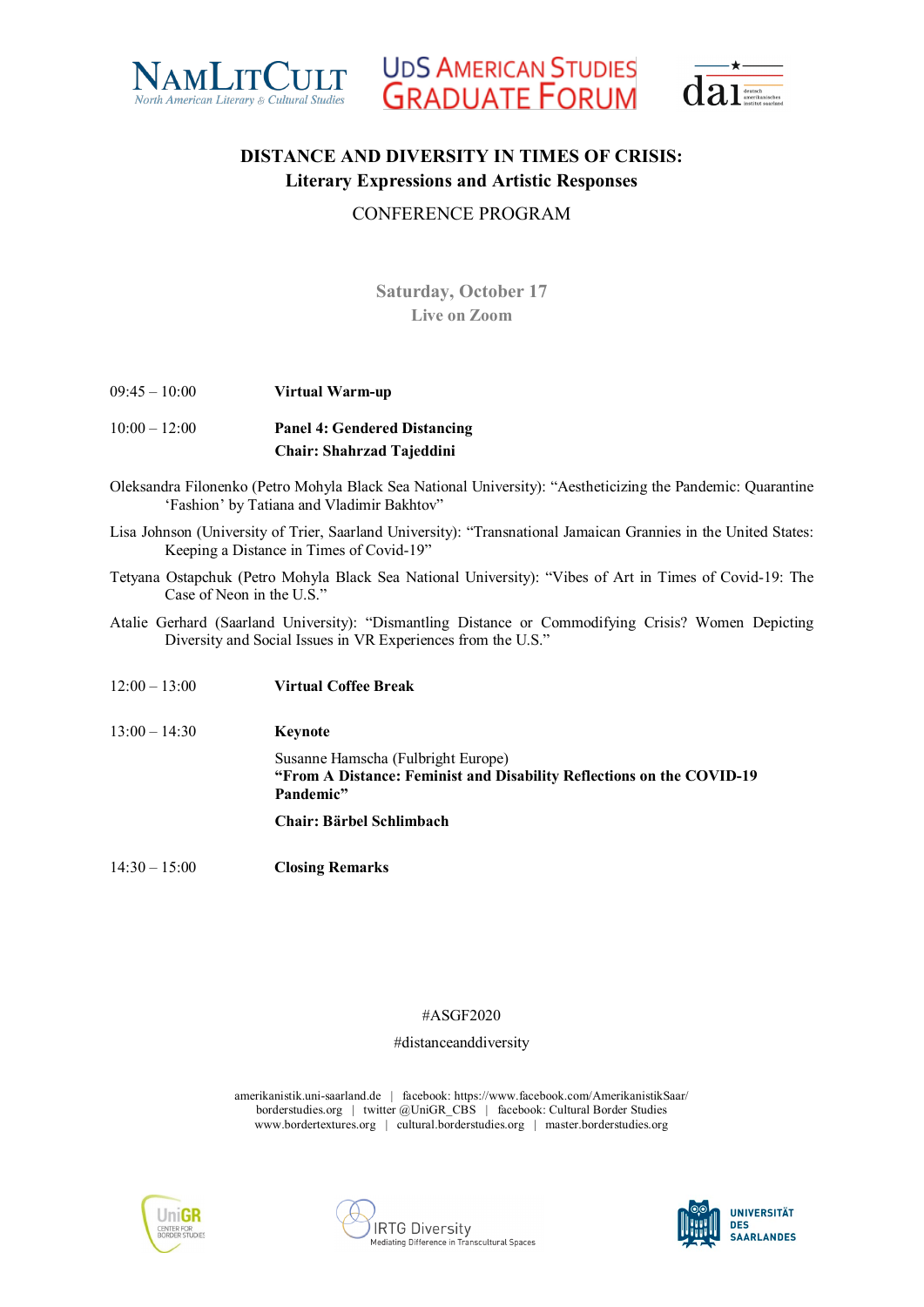NAMLITCULT
North American Literary & Cultural Studies

UDS AMERICAN STUDIES GRADUATE FORUM

dai deutsch amerikanisches institut saarland

# DISTANCE AND DIVERSITY IN TIMES OF CRISIS: Literary Expressions and Artistic Responses

CONFERENCE PROGRAM

## Saturday, October 17
**Live on Zoom**

09:45 – 10:00 **Virtual Warm-up**

10:00 – 12:00 **Panel 4: Gendered Distancing**
**Chair: Shahrzad Tajeddini**

Oleksandra Filonenko (Petro Mohyla Black Sea National University): "Aestheticizing the Pandemic: Quarantine 'Fashion' by Tatiana and Vladimir Bakhtov"

Lisa Johnson (University of Trier, Saarland University): "Transnational Jamaican Grannies in the United States: Keeping a Distance in Times of Covid-19"

Tetyana Ostapchuk (Petro Mohyla Black Sea National University): "Vibes of Art in Times of Covid-19: The Case of Neon in the U.S."

Atalie Gerhard (Saarland University): "Dismantling Distance or Commodifying Crisis? Women Depicting Diversity and Social Issues in VR Experiences from the U.S."

12:00 – 13:00 **Virtual Coffee Break**

13:00 – 14:30 **Keynote**

Susanne Hamscha (Fulbright Europe)
**"From A Distance: Feminist and Disability Reflections on the COVID-19 Pandemic"**

**Chair: Bärbel Schlimbach**

14:30 – 15:00 **Closing Remarks**

#ASGF2020

#distanceanddiversity

amerikanistik.uni-saarland.de | facebook: https://www.facebook.com/AmerikanistikSaar/
borderstudies.org | twitter @UniGR_CBS | facebook: Cultural Border Studies
www.bordertextures.org | cultural.borderstudies.org | master.borderstudies.org

UniGR Center for Border Studies

IRTG Diversity
Mediating Difference in Transcultural Spaces

UNIVERSITÄT DES SAARLANDES